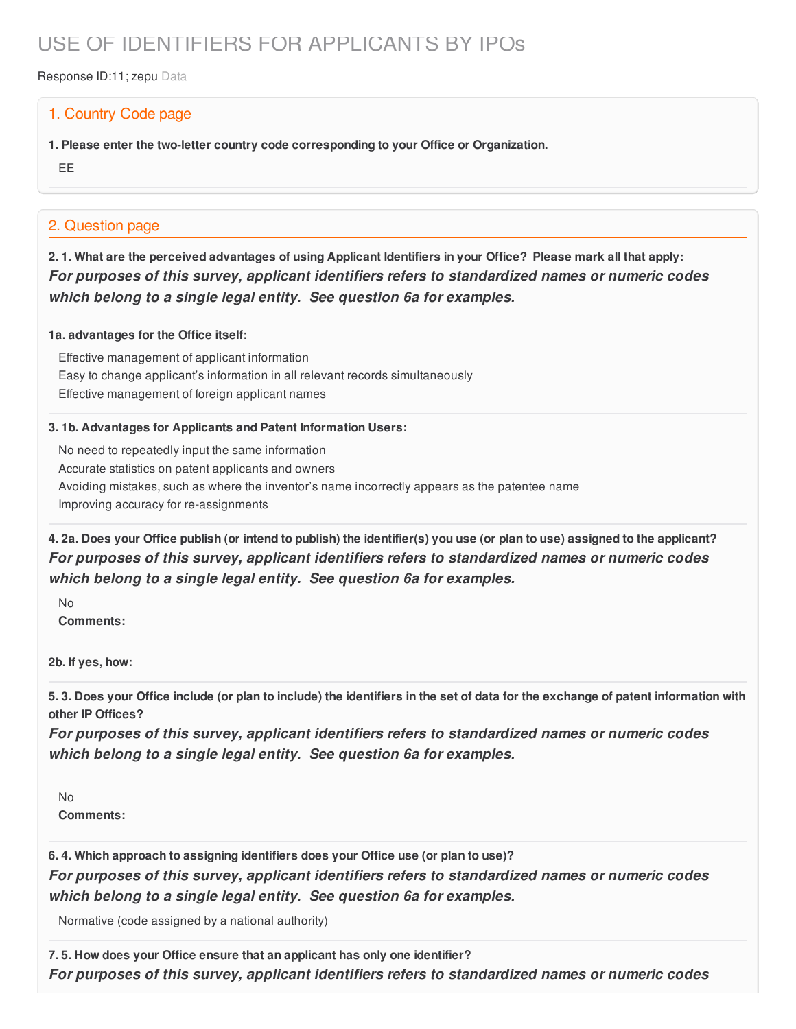# USE OF IDENTIFIERS FOR APPLICANTS BY IPOs

Response ID:11; zepu Data

## 1. Country Code page

**1. Please enter the two-letter country code corresponding to your Office or Organization.**

EE

## 2. Question page

**2. 1. What are the perceived advantages of using Applicant Identifiers in your Office? Please mark all that apply:**

***For purposes of this survey, applicant identifiers refers to standardized names or numeric codes which belong to a single legal entity. See question 6a for examples.***

**1a. advantages for the Office itself:**

Effective management of applicant information

Easy to change applicant's information in all relevant records simultaneously

Effective management of foreign applicant names

**3. 1b. Advantages for Applicants and Patent Information Users:**

No need to repeatedly input the same information

Accurate statistics on patent applicants and owners

Avoiding mistakes, such as where the inventor's name incorrectly appears as the patentee name

Improving accuracy for re-assignments

**4. 2a. Does your Office publish (or intend to publish) the identifier(s) you use (or plan to use) assigned to the applicant?**

***For purposes of this survey, applicant identifiers refers to standardized names or numeric codes which belong to a single legal entity. See question 6a for examples.***

No

**Comments:**

**2b. If yes, how:**

**5. 3. Does your Office include (or plan to include) the identifiers in the set of data for the exchange of patent information with other IP Offices?**

***For purposes of this survey, applicant identifiers refers to standardized names or numeric codes which belong to a single legal entity. See question 6a for examples.***

No

**Comments:**

**6. 4. Which approach to assigning identifiers does your Office use (or plan to use)?**

***For purposes of this survey, applicant identifiers refers to standardized names or numeric codes which belong to a single legal entity. See question 6a for examples.***

Normative (code assigned by a national authority)

**7. 5. How does your Office ensure that an applicant has only one identifier?**

***For purposes of this survey, applicant identifiers refers to standardized names or numeric codes***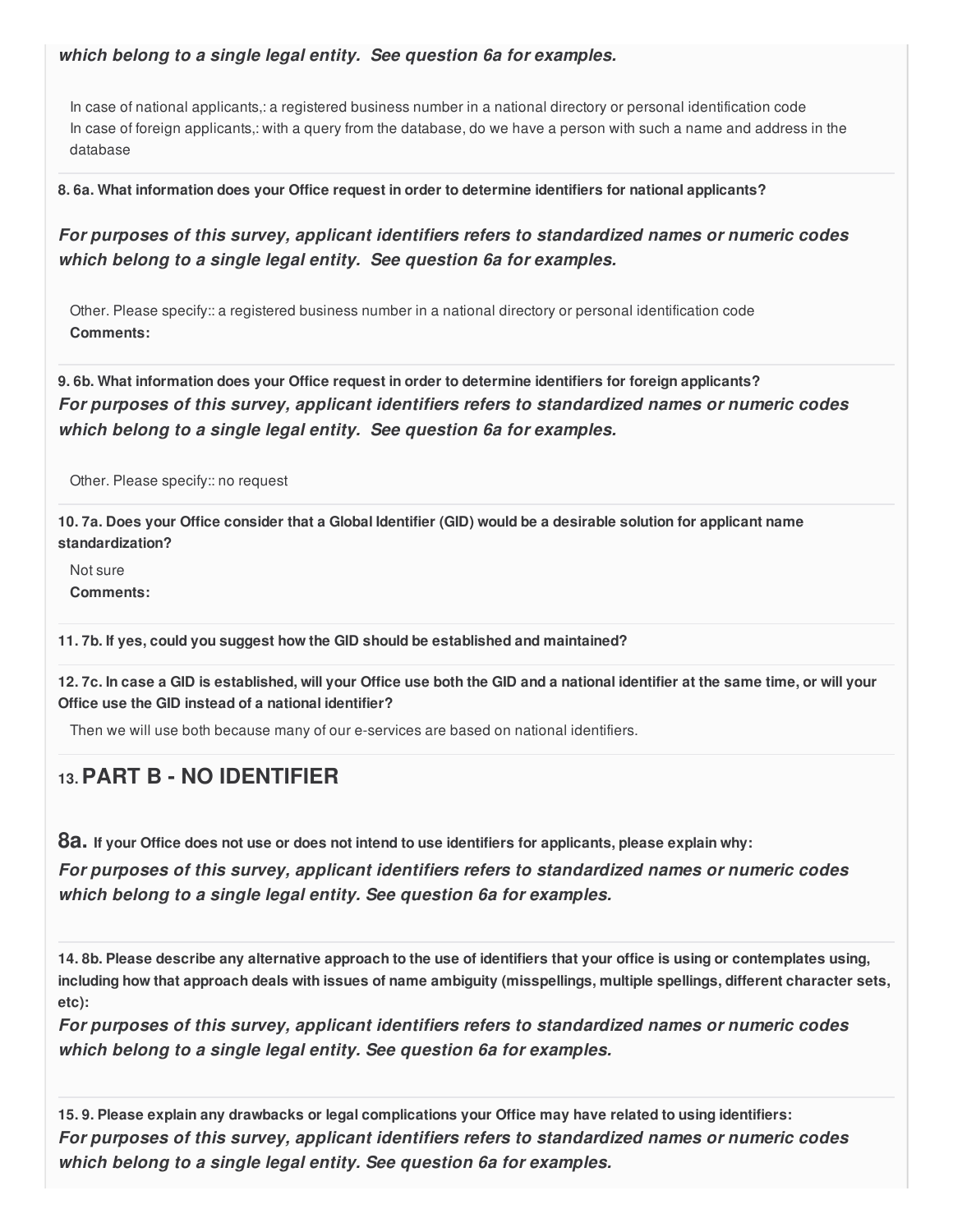***which belong to a single legal entity. See question 6a for examples.***

In case of national applicants,: a registered business number in a national directory or personal identification code
In case of foreign applicants,: with a query from the database, do we have a person with such a name and address in the database

**8. 6a. What information does your Office request in order to determine identifiers for national applicants?**

***For purposes of this survey, applicant identifiers refers to standardized names or numeric codes which belong to a single legal entity. See question 6a for examples.***

Other. Please specify:: a registered business number in a national directory or personal identification code
**Comments:**

**9. 6b. What information does your Office request in order to determine identifiers for foreign applicants?**
***For purposes of this survey, applicant identifiers refers to standardized names or numeric codes which belong to a single legal entity. See question 6a for examples.***

Other. Please specify:: no request

**10. 7a. Does your Office consider that a Global Identifier (GID) would be a desirable solution for applicant name standardization?**

Not sure
**Comments:**

**11. 7b. If yes, could you suggest how the GID should be established and maintained?**

**12. 7c. In case a GID is established, will your Office use both the GID and a national identifier at the same time, or will your Office use the GID instead of a national identifier?**

Then we will use both because many of our e-services are based on national identifiers.

## 13. PART B - NO IDENTIFIER

**8a.** **If your Office does not use or does not intend to use identifiers for applicants, please explain why:**
***For purposes of this survey, applicant identifiers refers to standardized names or numeric codes which belong to a single legal entity. See question 6a for examples.***

**14. 8b. Please describe any alternative approach to the use of identifiers that your office is using or contemplates using, including how that approach deals with issues of name ambiguity (misspellings, multiple spellings, different character sets, etc):**
***For purposes of this survey, applicant identifiers refers to standardized names or numeric codes which belong to a single legal entity. See question 6a for examples.***

**15. 9. Please explain any drawbacks or legal complications your Office may have related to using identifiers:**
***For purposes of this survey, applicant identifiers refers to standardized names or numeric codes which belong to a single legal entity. See question 6a for examples.***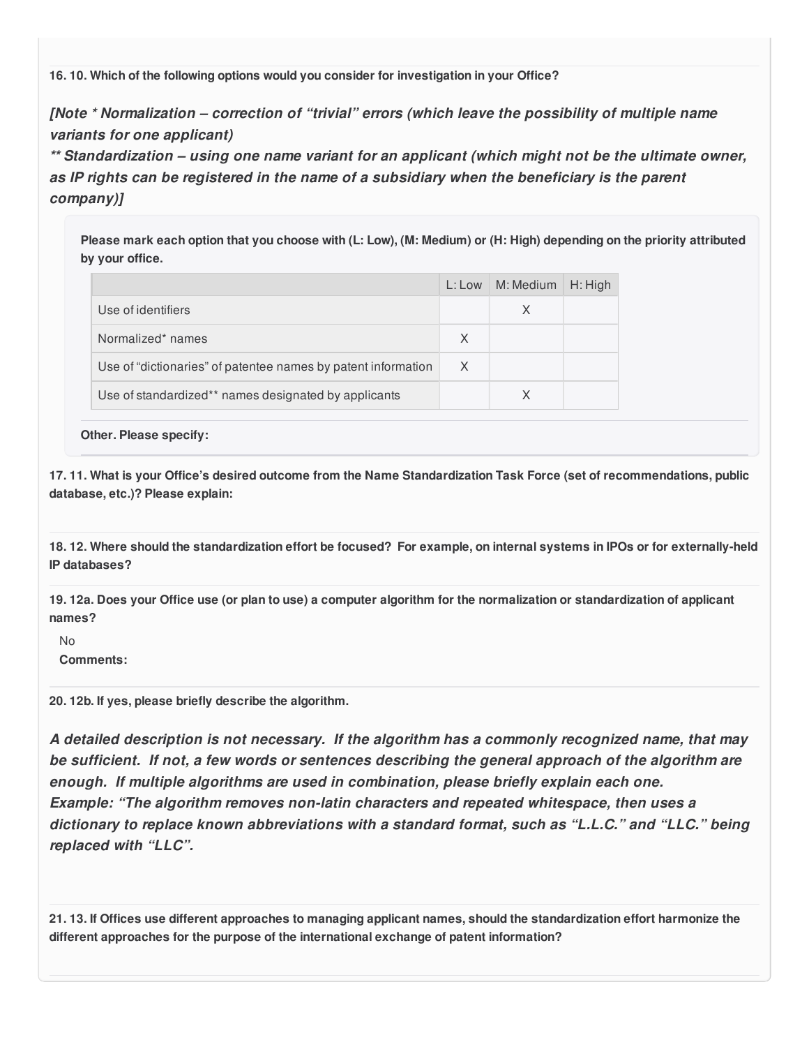**16. 10. Which of the following options would you consider for investigation in your Office?**

***[Note * Normalization – correction of "trivial" errors (which leave the possibility of multiple name variants for one applicant)***
***** Standardization – using one name variant for an applicant (which might not be the ultimate owner, as IP rights can be registered in the name of a subsidiary when the beneficiary is the parent company)]***

**Please mark each option that you choose with (L: Low), (M: Medium) or (H: High) depending on the priority attributed by your office.**

| | L: Low | M: Medium | H: High |
|---|---|---|---|
| Use of identifiers | | X | |
| Normalized* names | X | | |
| Use of "dictionaries" of patentee names by patent information | X | | |
| Use of standardized** names designated by applicants | | X | |

**Other. Please specify:**

**17. 11. What is your Office's desired outcome from the Name Standardization Task Force (set of recommendations, public database, etc.)? Please explain:**

**18. 12. Where should the standardization effort be focused? For example, on internal systems in IPOs or for externally-held IP databases?**

**19. 12a. Does your Office use (or plan to use) a computer algorithm for the normalization or standardization of applicant names?**

No

**Comments:**

**20. 12b. If yes, please briefly describe the algorithm.**

***A detailed description is not necessary. If the algorithm has a commonly recognized name, that may be sufficient. If not, a few words or sentences describing the general approach of the algorithm are enough. If multiple algorithms are used in combination, please briefly explain each one.***
***Example: "The algorithm removes non-latin characters and repeated whitespace, then uses a dictionary to replace known abbreviations with a standard format, such as "L.L.C." and "LLC." being replaced with "LLC".***

**21. 13. If Offices use different approaches to managing applicant names, should the standardization effort harmonize the different approaches for the purpose of the international exchange of patent information?**